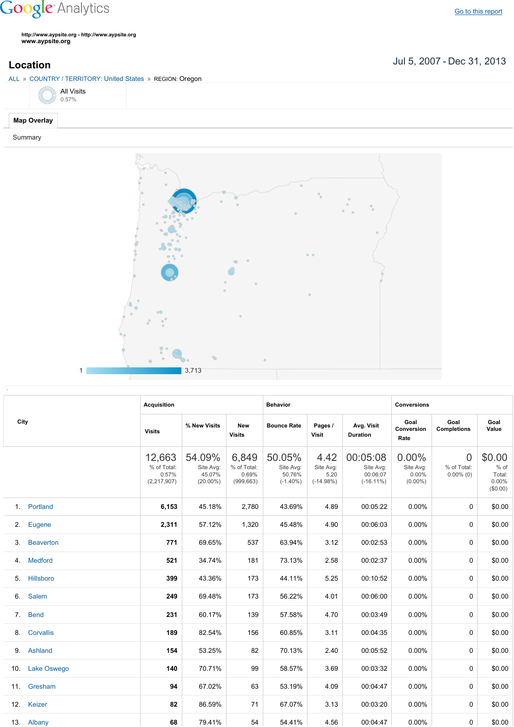Google Analytics

Go to this report

http://www.aypsite.org - http://www.aypsite.org
**www.aypsite.org**

## Location

Jul 5, 2007 - Dec 31, 2013

ALL » COUNTRY / TERRITORY: United States » REGION: Oregon

All Visits
0.57%

**Map Overlay**

Summary

1 — 3,713

| City | Acquisition | | | Behavior | | | Conversions | | |
|---|---|---|---|---|---|---|---|---|---|
| | Visits | % New Visits | New Visits | Bounce Rate | Pages / Visit | Avg. Visit Duration | Goal Conversion Rate | Goal Completions | Goal Value |
| | 12,663 % of Total: 0.57% (2,217,907) | 54.09% Site Avg: 45.07% (20.00%) | 6,849 % of Total: 0.69% (999,663) | 50.05% Site Avg: 50.76% (-1.40%) | 4.42 Site Avg: 5.20 (-14.98%) | 00:05:08 Site Avg: 00:06:07 (-16.11%) | 0.00% Site Avg: 0.00% (0.00%) | 0 % of Total: 0.00% (0) | $0.00 % of Total: 0.00% ($0.00) |
| 1. Portland | **6,153** | 45.18% | 2,780 | 43.69% | 4.89 | 00:05:22 | 0.00% | 0 | $0.00 |
| 2. Eugene | **2,311** | 57.12% | 1,320 | 45.48% | 4.90 | 00:06:03 | 0.00% | 0 | $0.00 |
| 3. Beaverton | **771** | 69.65% | 537 | 63.94% | 3.12 | 00:02:53 | 0.00% | 0 | $0.00 |
| 4. Medford | **521** | 34.74% | 181 | 73.13% | 2.58 | 00:02:37 | 0.00% | 0 | $0.00 |
| 5. Hillsboro | **399** | 43.36% | 173 | 44.11% | 5.25 | 00:10:52 | 0.00% | 0 | $0.00 |
| 6. Salem | **249** | 69.48% | 173 | 56.22% | 4.01 | 00:06:00 | 0.00% | 0 | $0.00 |
| 7. Bend | **231** | 60.17% | 139 | 57.58% | 4.70 | 00:03:49 | 0.00% | 0 | $0.00 |
| 8. Corvallis | **189** | 82.54% | 156 | 60.85% | 3.11 | 00:04:35 | 0.00% | 0 | $0.00 |
| 9. Ashland | **154** | 53.25% | 82 | 70.13% | 2.40 | 00:05:52 | 0.00% | 0 | $0.00 |
| 10. Lake Oswego | **140** | 70.71% | 99 | 58.57% | 3.69 | 00:03:32 | 0.00% | 0 | $0.00 |
| 11. Gresham | **94** | 67.02% | 63 | 53.19% | 4.09 | 00:04:47 | 0.00% | 0 | $0.00 |
| 12. Keizer | **82** | 86.59% | 71 | 67.07% | 3.13 | 00:03:20 | 0.00% | 0 | $0.00 |
| 13. Albany | **68** | 79.41% | 54 | 54.41% | 4.56 | 00:04:47 | 0.00% | 0 | $0.00 |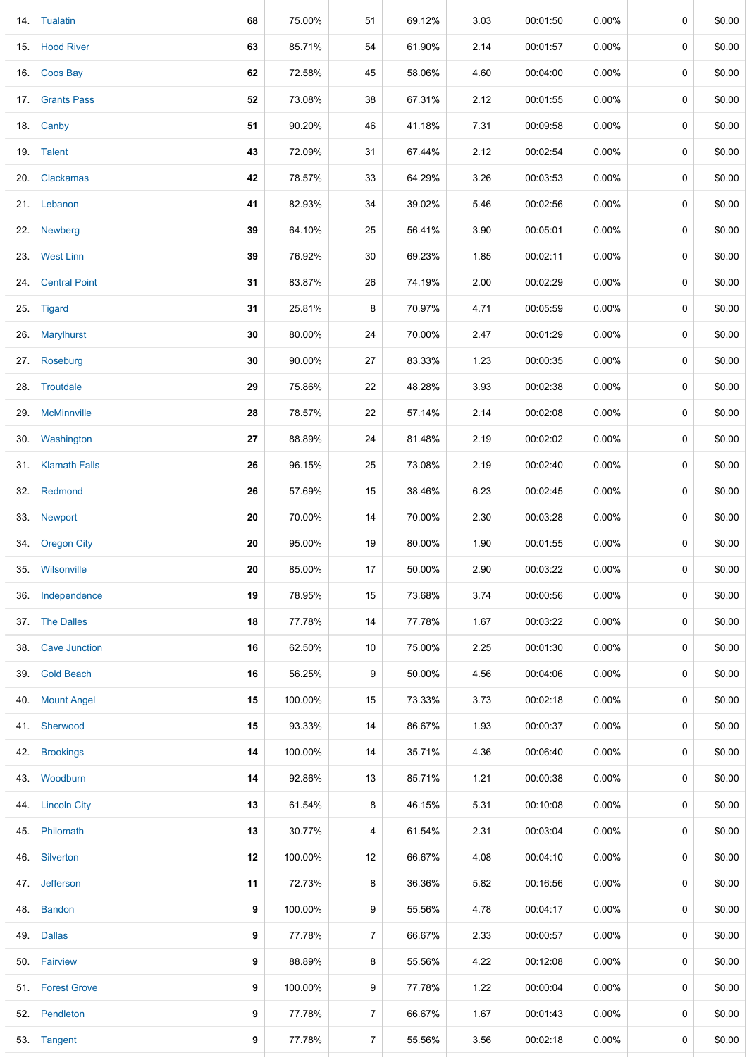| | | | | | | | | | | |
|---|---|---|---|---|---|---|---|---|---|---|
| 14. | Tualatin | **68** | 75.00% | 51 | 69.12% | 3.03 | 00:01:50 | 0.00% | 0 | $0.00 |
| 15. | Hood River | **63** | 85.71% | 54 | 61.90% | 2.14 | 00:01:57 | 0.00% | 0 | $0.00 |
| 16. | Coos Bay | **62** | 72.58% | 45 | 58.06% | 4.60 | 00:04:00 | 0.00% | 0 | $0.00 |
| 17. | Grants Pass | **52** | 73.08% | 38 | 67.31% | 2.12 | 00:01:55 | 0.00% | 0 | $0.00 |
| 18. | Canby | **51** | 90.20% | 46 | 41.18% | 7.31 | 00:09:58 | 0.00% | 0 | $0.00 |
| 19. | Talent | **43** | 72.09% | 31 | 67.44% | 2.12 | 00:02:54 | 0.00% | 0 | $0.00 |
| 20. | Clackamas | **42** | 78.57% | 33 | 64.29% | 3.26 | 00:03:53 | 0.00% | 0 | $0.00 |
| 21. | Lebanon | **41** | 82.93% | 34 | 39.02% | 5.46 | 00:02:56 | 0.00% | 0 | $0.00 |
| 22. | Newberg | **39** | 64.10% | 25 | 56.41% | 3.90 | 00:05:01 | 0.00% | 0 | $0.00 |
| 23. | West Linn | **39** | 76.92% | 30 | 69.23% | 1.85 | 00:02:11 | 0.00% | 0 | $0.00 |
| 24. | Central Point | **31** | 83.87% | 26 | 74.19% | 2.00 | 00:02:29 | 0.00% | 0 | $0.00 |
| 25. | Tigard | **31** | 25.81% | 8 | 70.97% | 4.71 | 00:05:59 | 0.00% | 0 | $0.00 |
| 26. | Marylhurst | **30** | 80.00% | 24 | 70.00% | 2.47 | 00:01:29 | 0.00% | 0 | $0.00 |
| 27. | Roseburg | **30** | 90.00% | 27 | 83.33% | 1.23 | 00:00:35 | 0.00% | 0 | $0.00 |
| 28. | Troutdale | **29** | 75.86% | 22 | 48.28% | 3.93 | 00:02:38 | 0.00% | 0 | $0.00 |
| 29. | McMinnville | **28** | 78.57% | 22 | 57.14% | 2.14 | 00:02:08 | 0.00% | 0 | $0.00 |
| 30. | Washington | **27** | 88.89% | 24 | 81.48% | 2.19 | 00:02:02 | 0.00% | 0 | $0.00 |
| 31. | Klamath Falls | **26** | 96.15% | 25 | 73.08% | 2.19 | 00:02:40 | 0.00% | 0 | $0.00 |
| 32. | Redmond | **26** | 57.69% | 15 | 38.46% | 6.23 | 00:02:45 | 0.00% | 0 | $0.00 |
| 33. | Newport | **20** | 70.00% | 14 | 70.00% | 2.30 | 00:03:28 | 0.00% | 0 | $0.00 |
| 34. | Oregon City | **20** | 95.00% | 19 | 80.00% | 1.90 | 00:01:55 | 0.00% | 0 | $0.00 |
| 35. | Wilsonville | **20** | 85.00% | 17 | 50.00% | 2.90 | 00:03:22 | 0.00% | 0 | $0.00 |
| 36. | Independence | **19** | 78.95% | 15 | 73.68% | 3.74 | 00:00:56 | 0.00% | 0 | $0.00 |
| 37. | The Dalles | **18** | 77.78% | 14 | 77.78% | 1.67 | 00:03:22 | 0.00% | 0 | $0.00 |
| 38. | Cave Junction | **16** | 62.50% | 10 | 75.00% | 2.25 | 00:01:30 | 0.00% | 0 | $0.00 |
| 39. | Gold Beach | **16** | 56.25% | 9 | 50.00% | 4.56 | 00:04:06 | 0.00% | 0 | $0.00 |
| 40. | Mount Angel | **15** | 100.00% | 15 | 73.33% | 3.73 | 00:02:18 | 0.00% | 0 | $0.00 |
| 41. | Sherwood | **15** | 93.33% | 14 | 86.67% | 1.93 | 00:00:37 | 0.00% | 0 | $0.00 |
| 42. | Brookings | **14** | 100.00% | 14 | 35.71% | 4.36 | 00:06:40 | 0.00% | 0 | $0.00 |
| 43. | Woodburn | **14** | 92.86% | 13 | 85.71% | 1.21 | 00:00:38 | 0.00% | 0 | $0.00 |
| 44. | Lincoln City | **13** | 61.54% | 8 | 46.15% | 5.31 | 00:10:08 | 0.00% | 0 | $0.00 |
| 45. | Philomath | **13** | 30.77% | 4 | 61.54% | 2.31 | 00:03:04 | 0.00% | 0 | $0.00 |
| 46. | Silverton | **12** | 100.00% | 12 | 66.67% | 4.08 | 00:04:10 | 0.00% | 0 | $0.00 |
| 47. | Jefferson | **11** | 72.73% | 8 | 36.36% | 5.82 | 00:16:56 | 0.00% | 0 | $0.00 |
| 48. | Bandon | **9** | 100.00% | 9 | 55.56% | 4.78 | 00:04:17 | 0.00% | 0 | $0.00 |
| 49. | Dallas | **9** | 77.78% | 7 | 66.67% | 2.33 | 00:00:57 | 0.00% | 0 | $0.00 |
| 50. | Fairview | **9** | 88.89% | 8 | 55.56% | 4.22 | 00:12:08 | 0.00% | 0 | $0.00 |
| 51. | Forest Grove | **9** | 100.00% | 9 | 77.78% | 1.22 | 00:00:04 | 0.00% | 0 | $0.00 |
| 52. | Pendleton | **9** | 77.78% | 7 | 66.67% | 1.67 | 00:01:43 | 0.00% | 0 | $0.00 |
| 53. | Tangent | **9** | 77.78% | 7 | 55.56% | 3.56 | 00:02:18 | 0.00% | 0 | $0.00 |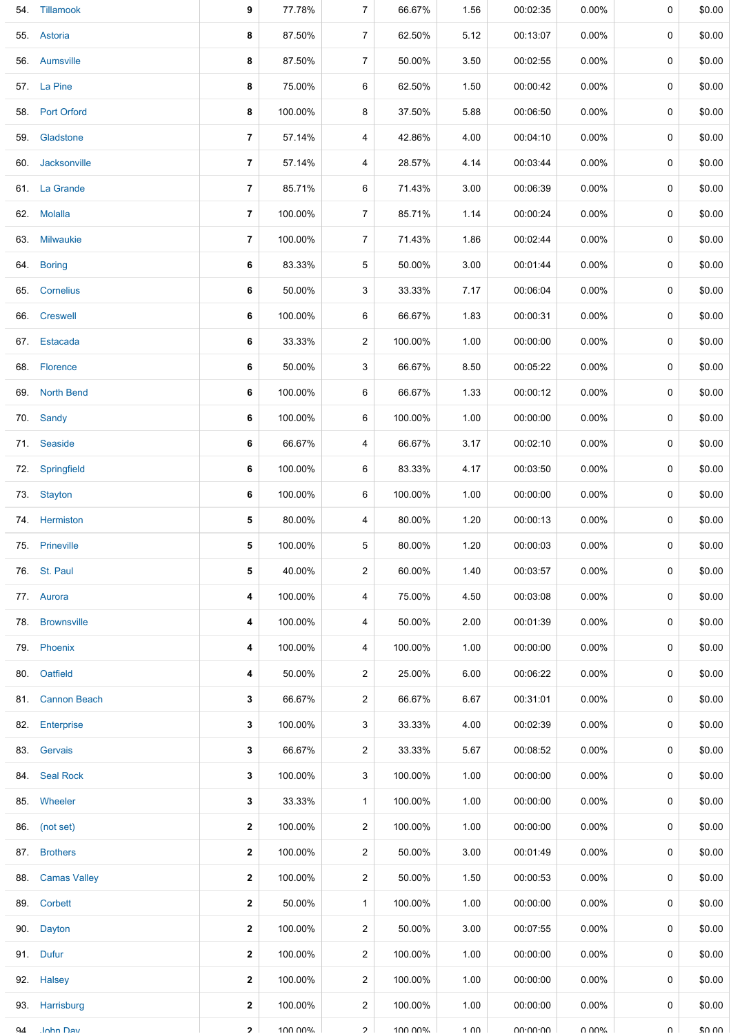| | | | | | | | | | | |
|---|---|---|---|---|---|---|---|---|---|---|
| 54. | Tillamook | **9** | 77.78% | 7 | 66.67% | 1.56 | 00:02:35 | 0.00% | 0 | $0.00 |
| 55. | Astoria | **8** | 87.50% | 7 | 62.50% | 5.12 | 00:13:07 | 0.00% | 0 | $0.00 |
| 56. | Aumsville | **8** | 87.50% | 7 | 50.00% | 3.50 | 00:02:55 | 0.00% | 0 | $0.00 |
| 57. | La Pine | **8** | 75.00% | 6 | 62.50% | 1.50 | 00:00:42 | 0.00% | 0 | $0.00 |
| 58. | Port Orford | **8** | 100.00% | 8 | 37.50% | 5.88 | 00:06:50 | 0.00% | 0 | $0.00 |
| 59. | Gladstone | **7** | 57.14% | 4 | 42.86% | 4.00 | 00:04:10 | 0.00% | 0 | $0.00 |
| 60. | Jacksonville | **7** | 57.14% | 4 | 28.57% | 4.14 | 00:03:44 | 0.00% | 0 | $0.00 |
| 61. | La Grande | **7** | 85.71% | 6 | 71.43% | 3.00 | 00:06:39 | 0.00% | 0 | $0.00 |
| 62. | Molalla | **7** | 100.00% | 7 | 85.71% | 1.14 | 00:00:24 | 0.00% | 0 | $0.00 |
| 63. | Milwaukie | **7** | 100.00% | 7 | 71.43% | 1.86 | 00:02:44 | 0.00% | 0 | $0.00 |
| 64. | Boring | **6** | 83.33% | 5 | 50.00% | 3.00 | 00:01:44 | 0.00% | 0 | $0.00 |
| 65. | Cornelius | **6** | 50.00% | 3 | 33.33% | 7.17 | 00:06:04 | 0.00% | 0 | $0.00 |
| 66. | Creswell | **6** | 100.00% | 6 | 66.67% | 1.83 | 00:00:31 | 0.00% | 0 | $0.00 |
| 67. | Estacada | **6** | 33.33% | 2 | 100.00% | 1.00 | 00:00:00 | 0.00% | 0 | $0.00 |
| 68. | Florence | **6** | 50.00% | 3 | 66.67% | 8.50 | 00:05:22 | 0.00% | 0 | $0.00 |
| 69. | North Bend | **6** | 100.00% | 6 | 66.67% | 1.33 | 00:00:12 | 0.00% | 0 | $0.00 |
| 70. | Sandy | **6** | 100.00% | 6 | 100.00% | 1.00 | 00:00:00 | 0.00% | 0 | $0.00 |
| 71. | Seaside | **6** | 66.67% | 4 | 66.67% | 3.17 | 00:02:10 | 0.00% | 0 | $0.00 |
| 72. | Springfield | **6** | 100.00% | 6 | 83.33% | 4.17 | 00:03:50 | 0.00% | 0 | $0.00 |
| 73. | Stayton | **6** | 100.00% | 6 | 100.00% | 1.00 | 00:00:00 | 0.00% | 0 | $0.00 |
| 74. | Hermiston | **5** | 80.00% | 4 | 80.00% | 1.20 | 00:00:13 | 0.00% | 0 | $0.00 |
| 75. | Prineville | **5** | 100.00% | 5 | 80.00% | 1.20 | 00:00:03 | 0.00% | 0 | $0.00 |
| 76. | St. Paul | **5** | 40.00% | 2 | 60.00% | 1.40 | 00:03:57 | 0.00% | 0 | $0.00 |
| 77. | Aurora | **4** | 100.00% | 4 | 75.00% | 4.50 | 00:03:08 | 0.00% | 0 | $0.00 |
| 78. | Brownsville | **4** | 100.00% | 4 | 50.00% | 2.00 | 00:01:39 | 0.00% | 0 | $0.00 |
| 79. | Phoenix | **4** | 100.00% | 4 | 100.00% | 1.00 | 00:00:00 | 0.00% | 0 | $0.00 |
| 80. | Oatfield | **4** | 50.00% | 2 | 25.00% | 6.00 | 00:06:22 | 0.00% | 0 | $0.00 |
| 81. | Cannon Beach | **3** | 66.67% | 2 | 66.67% | 6.67 | 00:31:01 | 0.00% | 0 | $0.00 |
| 82. | Enterprise | **3** | 100.00% | 3 | 33.33% | 4.00 | 00:02:39 | 0.00% | 0 | $0.00 |
| 83. | Gervais | **3** | 66.67% | 2 | 33.33% | 5.67 | 00:08:52 | 0.00% | 0 | $0.00 |
| 84. | Seal Rock | **3** | 100.00% | 3 | 100.00% | 1.00 | 00:00:00 | 0.00% | 0 | $0.00 |
| 85. | Wheeler | **3** | 33.33% | 1 | 100.00% | 1.00 | 00:00:00 | 0.00% | 0 | $0.00 |
| 86. | (not set) | **2** | 100.00% | 2 | 100.00% | 1.00 | 00:00:00 | 0.00% | 0 | $0.00 |
| 87. | Brothers | **2** | 100.00% | 2 | 50.00% | 3.00 | 00:01:49 | 0.00% | 0 | $0.00 |
| 88. | Camas Valley | **2** | 100.00% | 2 | 50.00% | 1.50 | 00:00:53 | 0.00% | 0 | $0.00 |
| 89. | Corbett | **2** | 50.00% | 1 | 100.00% | 1.00 | 00:00:00 | 0.00% | 0 | $0.00 |
| 90. | Dayton | **2** | 100.00% | 2 | 50.00% | 3.00 | 00:07:55 | 0.00% | 0 | $0.00 |
| 91. | Dufur | **2** | 100.00% | 2 | 100.00% | 1.00 | 00:00:00 | 0.00% | 0 | $0.00 |
| 92. | Halsey | **2** | 100.00% | 2 | 100.00% | 1.00 | 00:00:00 | 0.00% | 0 | $0.00 |
| 93. | Harrisburg | **2** | 100.00% | 2 | 100.00% | 1.00 | 00:00:00 | 0.00% | 0 | $0.00 |
| 94. | John Day | **2** | 100.00% | 2 | 100.00% | 1.00 | 00:00:00 | 0.00% | 0 | $0.00 |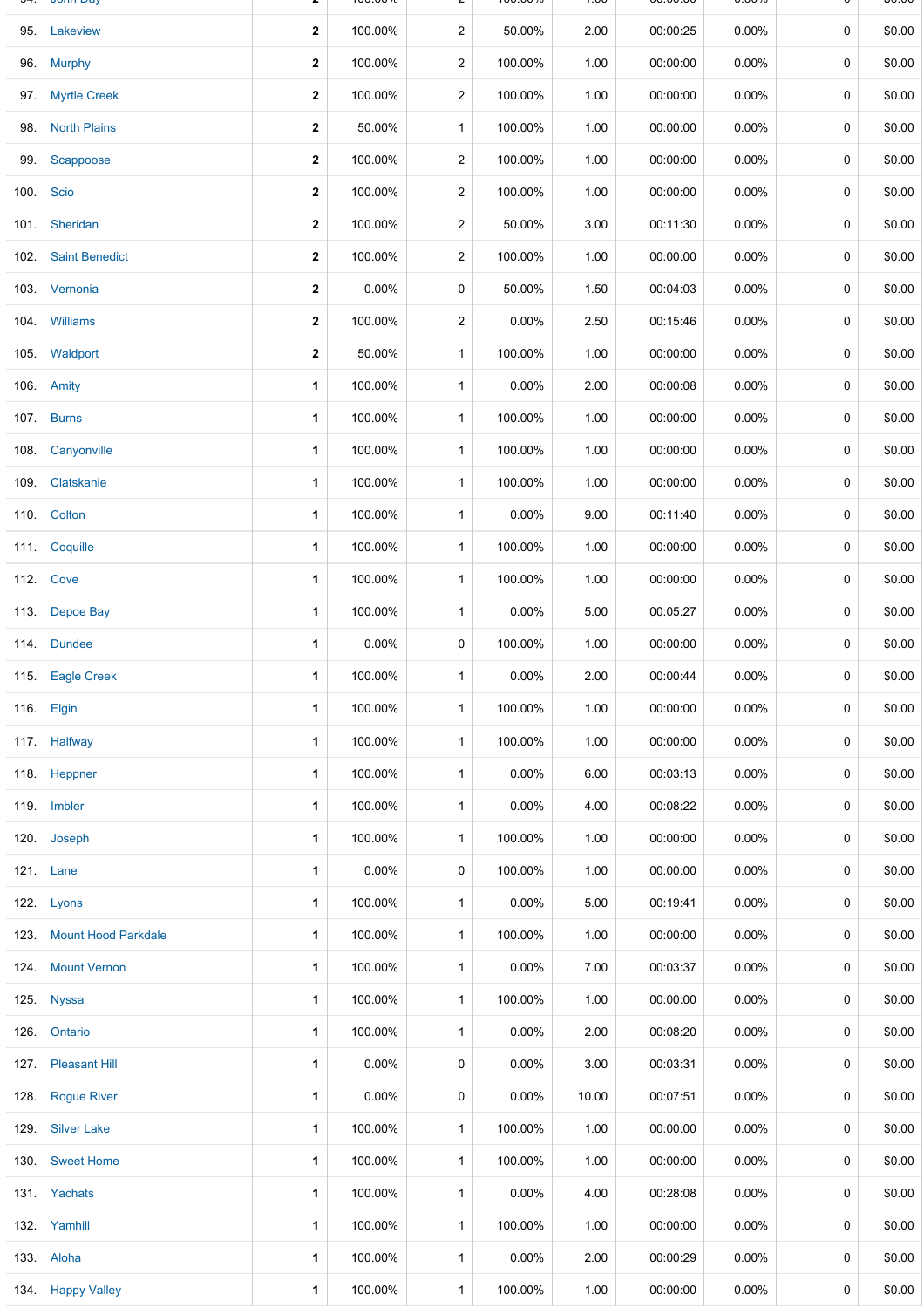| | | | | | | | | | | |
|---|---|---|---|---|---|---|---|---|---|---|
| 95. | Lakeview | 2 | 100.00% | 2 | 50.00% | 2.00 | 00:00:25 | 0.00% | 0 | $0.00 |
| 96. | Murphy | 2 | 100.00% | 2 | 100.00% | 1.00 | 00:00:00 | 0.00% | 0 | $0.00 |
| 97. | Myrtle Creek | 2 | 100.00% | 2 | 100.00% | 1.00 | 00:00:00 | 0.00% | 0 | $0.00 |
| 98. | North Plains | 2 | 50.00% | 1 | 100.00% | 1.00 | 00:00:00 | 0.00% | 0 | $0.00 |
| 99. | Scappoose | 2 | 100.00% | 2 | 100.00% | 1.00 | 00:00:00 | 0.00% | 0 | $0.00 |
| 100. | Scio | 2 | 100.00% | 2 | 100.00% | 1.00 | 00:00:00 | 0.00% | 0 | $0.00 |
| 101. | Sheridan | 2 | 100.00% | 2 | 50.00% | 3.00 | 00:11:30 | 0.00% | 0 | $0.00 |
| 102. | Saint Benedict | 2 | 100.00% | 2 | 100.00% | 1.00 | 00:00:00 | 0.00% | 0 | $0.00 |
| 103. | Vernonia | 2 | 0.00% | 0 | 50.00% | 1.50 | 00:04:03 | 0.00% | 0 | $0.00 |
| 104. | Williams | 2 | 100.00% | 2 | 0.00% | 2.50 | 00:15:46 | 0.00% | 0 | $0.00 |
| 105. | Waldport | 2 | 50.00% | 1 | 100.00% | 1.00 | 00:00:00 | 0.00% | 0 | $0.00 |
| 106. | Amity | 1 | 100.00% | 1 | 0.00% | 2.00 | 00:00:08 | 0.00% | 0 | $0.00 |
| 107. | Burns | 1 | 100.00% | 1 | 100.00% | 1.00 | 00:00:00 | 0.00% | 0 | $0.00 |
| 108. | Canyonville | 1 | 100.00% | 1 | 100.00% | 1.00 | 00:00:00 | 0.00% | 0 | $0.00 |
| 109. | Clatskanie | 1 | 100.00% | 1 | 100.00% | 1.00 | 00:00:00 | 0.00% | 0 | $0.00 |
| 110. | Colton | 1 | 100.00% | 1 | 0.00% | 9.00 | 00:11:40 | 0.00% | 0 | $0.00 |
| 111. | Coquille | 1 | 100.00% | 1 | 100.00% | 1.00 | 00:00:00 | 0.00% | 0 | $0.00 |
| 112. | Cove | 1 | 100.00% | 1 | 100.00% | 1.00 | 00:00:00 | 0.00% | 0 | $0.00 |
| 113. | Depoe Bay | 1 | 100.00% | 1 | 0.00% | 5.00 | 00:05:27 | 0.00% | 0 | $0.00 |
| 114. | Dundee | 1 | 0.00% | 0 | 100.00% | 1.00 | 00:00:00 | 0.00% | 0 | $0.00 |
| 115. | Eagle Creek | 1 | 100.00% | 1 | 0.00% | 2.00 | 00:00:44 | 0.00% | 0 | $0.00 |
| 116. | Elgin | 1 | 100.00% | 1 | 100.00% | 1.00 | 00:00:00 | 0.00% | 0 | $0.00 |
| 117. | Halfway | 1 | 100.00% | 1 | 100.00% | 1.00 | 00:00:00 | 0.00% | 0 | $0.00 |
| 118. | Heppner | 1 | 100.00% | 1 | 0.00% | 6.00 | 00:03:13 | 0.00% | 0 | $0.00 |
| 119. | Imbler | 1 | 100.00% | 1 | 0.00% | 4.00 | 00:08:22 | 0.00% | 0 | $0.00 |
| 120. | Joseph | 1 | 100.00% | 1 | 100.00% | 1.00 | 00:00:00 | 0.00% | 0 | $0.00 |
| 121. | Lane | 1 | 0.00% | 0 | 100.00% | 1.00 | 00:00:00 | 0.00% | 0 | $0.00 |
| 122. | Lyons | 1 | 100.00% | 1 | 0.00% | 5.00 | 00:19:41 | 0.00% | 0 | $0.00 |
| 123. | Mount Hood Parkdale | 1 | 100.00% | 1 | 100.00% | 1.00 | 00:00:00 | 0.00% | 0 | $0.00 |
| 124. | Mount Vernon | 1 | 100.00% | 1 | 0.00% | 7.00 | 00:03:37 | 0.00% | 0 | $0.00 |
| 125. | Nyssa | 1 | 100.00% | 1 | 100.00% | 1.00 | 00:00:00 | 0.00% | 0 | $0.00 |
| 126. | Ontario | 1 | 100.00% | 1 | 0.00% | 2.00 | 00:08:20 | 0.00% | 0 | $0.00 |
| 127. | Pleasant Hill | 1 | 0.00% | 0 | 0.00% | 3.00 | 00:03:31 | 0.00% | 0 | $0.00 |
| 128. | Rogue River | 1 | 0.00% | 0 | 0.00% | 10.00 | 00:07:51 | 0.00% | 0 | $0.00 |
| 129. | Silver Lake | 1 | 100.00% | 1 | 100.00% | 1.00 | 00:00:00 | 0.00% | 0 | $0.00 |
| 130. | Sweet Home | 1 | 100.00% | 1 | 100.00% | 1.00 | 00:00:00 | 0.00% | 0 | $0.00 |
| 131. | Yachats | 1 | 100.00% | 1 | 0.00% | 4.00 | 00:28:08 | 0.00% | 0 | $0.00 |
| 132. | Yamhill | 1 | 100.00% | 1 | 100.00% | 1.00 | 00:00:00 | 0.00% | 0 | $0.00 |
| 133. | Aloha | 1 | 100.00% | 1 | 0.00% | 2.00 | 00:00:29 | 0.00% | 0 | $0.00 |
| 134. | Happy Valley | 1 | 100.00% | 1 | 100.00% | 1.00 | 00:00:00 | 0.00% | 0 | $0.00 |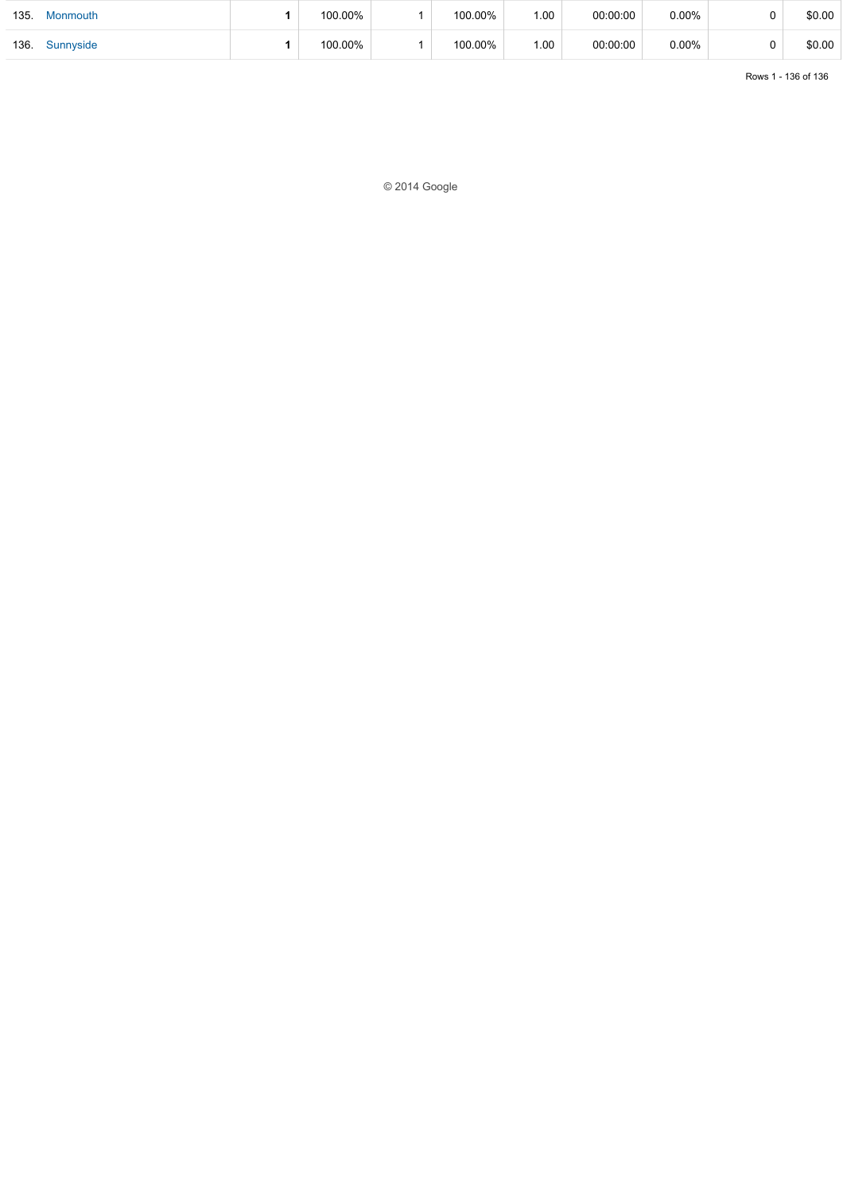| | | | | | | | | | |
|---|---|---|---|---|---|---|---|---|---|
| 135. | Monmouth | **1** | 100.00% | 1 | 100.00% | 1.00 | 00:00:00 | 0.00% | 0 | $0.00 |
| 136. | Sunnyside | **1** | 100.00% | 1 | 100.00% | 1.00 | 00:00:00 | 0.00% | 0 | $0.00 |

Rows 1 - 136 of 136

© 2014 Google